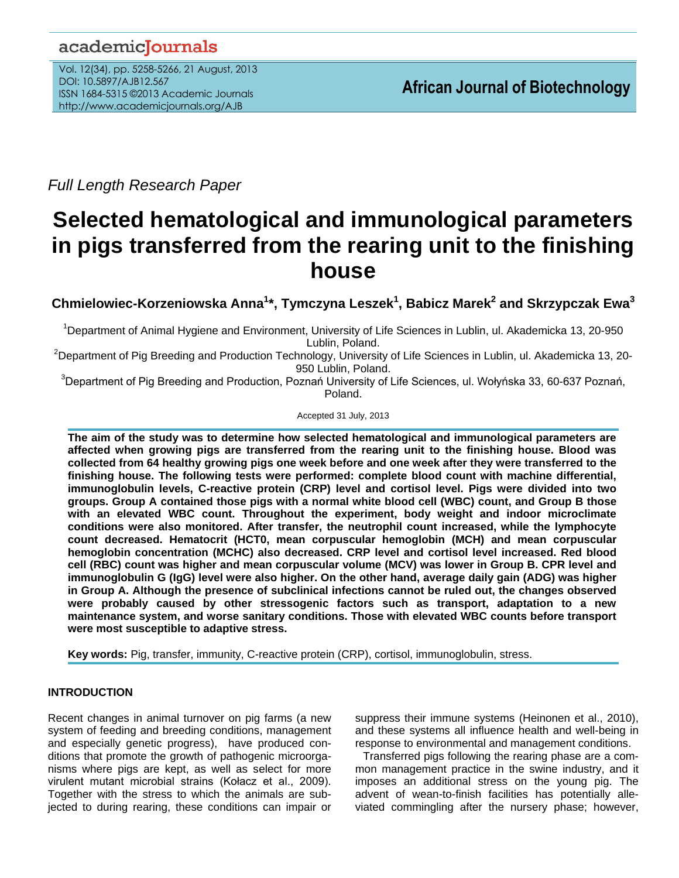Full Length Research Paper

# Selected hematological and immunological parameters in pigs transferred from the rearing unit to the finishing house

**Chmielowiec-Korzeniowska Anna[1]\*, Tymczyna Leszek[1], Babicz Marek[2] and Skrzypczak Ewa[3]**

[1]Department of Animal Hygiene and Environment, University of Life Sciences in Lublin, ul. Akademicka 13, 20-950 Lublin, Poland.

[2]Department of Pig Breeding and Production Technology, University of Life Sciences in Lublin, ul. Akademicka 13, 20-950 Lublin, Poland.

[3]Department of Pig Breeding and Production, Poznań University of Life Sciences, ul. Wołyńska 33, 60-637 Poznań, Poland.

Accepted 31 July, 2013

**The aim of the study was to determine how selected hematological and immunological parameters are affected when growing pigs are transferred from the rearing unit to the finishing house. Blood was collected from 64 healthy growing pigs one week before and one week after they were transferred to the finishing house. The following tests were performed: complete blood count with machine differential, immunoglobulin levels, C-reactive protein (CRP) level and cortisol level. Pigs were divided into two groups. Group A contained those pigs with a normal white blood cell (WBC) count, and Group B those with an elevated WBC count. Throughout the experiment, body weight and indoor microclimate conditions were also monitored. After transfer, the neutrophil count increased, while the lymphocyte count decreased. Hematocrit (HCT0, mean corpuscular hemoglobin (MCH) and mean corpuscular hemoglobin concentration (MCHC) also decreased. CRP level and cortisol level increased. Red blood cell (RBC) count was higher and mean corpuscular volume (MCV) was lower in Group B. CPR level and immunoglobulin G (IgG) level were also higher. On the other hand, average daily gain (ADG) was higher in Group A. Although the presence of subclinical infections cannot be ruled out, the changes observed were probably caused by other stressogenic factors such as transport, adaptation to a new maintenance system, and worse sanitary conditions. Those with elevated WBC counts before transport were most susceptible to adaptive stress.**

**Key words:** Pig, transfer, immunity, C-reactive protein (CRP), cortisol, immunoglobulin, stress.

## INTRODUCTION

Recent changes in animal turnover on pig farms (a new system of feeding and breeding conditions, management and especially genetic progress), have produced conditions that promote the growth of pathogenic microorganisms where pigs are kept, as well as select for more virulent mutant microbial strains (Kołacz et al., 2009). Together with the stress to which the animals are subjected to during rearing, these conditions can impair or suppress their immune systems (Heinonen et al., 2010), and these systems all influence health and well-being in response to environmental and management conditions.

Transferred pigs following the rearing phase are a common management practice in the swine industry, and it imposes an additional stress on the young pig. The advent of wean-to-finish facilities has potentially alleviated commingling after the nursery phase; however,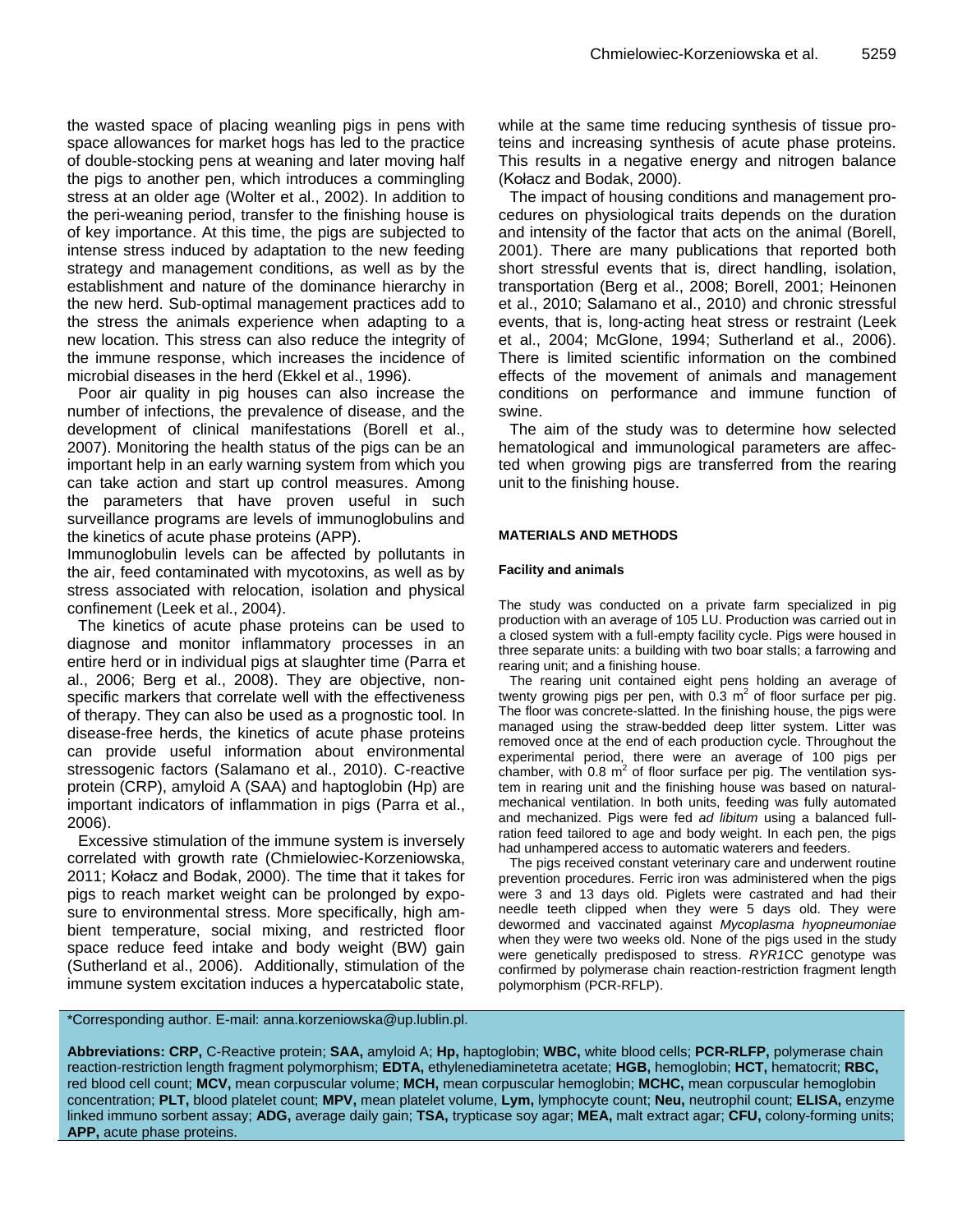the wasted space of placing weanling pigs in pens with space allowances for market hogs has led to the practice of double-stocking pens at weaning and later moving half the pigs to another pen, which introduces a commingling stress at an older age (Wolter et al., 2002). In addition to the peri-weaning period, transfer to the finishing house is of key importance. At this time, the pigs are subjected to intense stress induced by adaptation to the new feeding strategy and management conditions, as well as by the establishment and nature of the dominance hierarchy in the new herd. Sub-optimal management practices add to the stress the animals experience when adapting to a new location. This stress can also reduce the integrity of the immune response, which increases the incidence of microbial diseases in the herd (Ekkel et al., 1996).

Poor air quality in pig houses can also increase the number of infections, the prevalence of disease, and the development of clinical manifestations (Borell et al., 2007). Monitoring the health status of the pigs can be an important help in an early warning system from which you can take action and start up control measures. Among the parameters that have proven useful in such surveillance programs are levels of immunoglobulins and the kinetics of acute phase proteins (APP).

Immunoglobulin levels can be affected by pollutants in the air, feed contaminated with mycotoxins, as well as by stress associated with relocation, isolation and physical confinement (Leek et al., 2004).

The kinetics of acute phase proteins can be used to diagnose and monitor inflammatory processes in an entire herd or in individual pigs at slaughter time (Parra et al., 2006; Berg et al., 2008). They are objective, non-specific markers that correlate well with the effectiveness of therapy. They can also be used as a prognostic tool. In disease-free herds, the kinetics of acute phase proteins can provide useful information about environmental stressogenic factors (Salamano et al., 2010). C-reactive protein (CRP), amyloid A (SAA) and haptoglobin (Hp) are important indicators of inflammation in pigs (Parra et al., 2006).

Excessive stimulation of the immune system is inversely correlated with growth rate (Chmielowiec-Korzeniowska, 2011; Kołacz and Bodak, 2000). The time that it takes for pigs to reach market weight can be prolonged by exposure to environmental stress. More specifically, high ambient temperature, social mixing, and restricted floor space reduce feed intake and body weight (BW) gain (Sutherland et al., 2006). Additionally, stimulation of the immune system excitation induces a hypercatabolic state, while at the same time reducing synthesis of tissue proteins and increasing synthesis of acute phase proteins. This results in a negative energy and nitrogen balance (Kołacz and Bodak, 2000).

The impact of housing conditions and management procedures on physiological traits depends on the duration and intensity of the factor that acts on the animal (Borell, 2001). There are many publications that reported both short stressful events that is, direct handling, isolation, transportation (Berg et al., 2008; Borell, 2001; Heinonen et al., 2010; Salamano et al., 2010) and chronic stressful events, that is, long-acting heat stress or restraint (Leek et al., 2004; McGlone, 1994; Sutherland et al., 2006). There is limited scientific information on the combined effects of the movement of animals and management conditions on performance and immune function of swine.

The aim of the study was to determine how selected hematological and immunological parameters are affected when growing pigs are transferred from the rearing unit to the finishing house.

## MATERIALS AND METHODS

### Facility and animals

The study was conducted on a private farm specialized in pig production with an average of 105 LU. Production was carried out in a closed system with a full-empty facility cycle. Pigs were housed in three separate units: a building with two boar stalls; a farrowing and rearing unit; and a finishing house.

The rearing unit contained eight pens holding an average of twenty growing pigs per pen, with 0.3 $m^2$ of floor surface per pig. The floor was concrete-slatted. In the finishing house, the pigs were managed using the straw-bedded deep litter system. Litter was removed once at the end of each production cycle. Throughout the experimental period, there were an average of 100 pigs per chamber, with 0.8 $m^2$ of floor surface per pig. The ventilation system in rearing unit and the finishing house was based on natural-mechanical ventilation. In both units, feeding was fully automated and mechanized. Pigs were fed *ad libitum* using a balanced full-ration feed tailored to age and body weight. In each pen, the pigs had unhampered access to automatic waterers and feeders.

The pigs received constant veterinary care and underwent routine prevention procedures. Ferric iron was administered when the pigs were 3 and 13 days old. Piglets were castrated and had their needle teeth clipped when they were 5 days old. They were dewormed and vaccinated against *Mycoplasma hyopneumoniae* when they were two weeks old. None of the pigs used in the study were genetically predisposed to stress. *RYR1*CC genotype was confirmed by polymerase chain reaction-restriction fragment length polymorphism (PCR-RFLP).

*Corresponding author. E-mail: anna.korzeniowska@up.lublin.pl.

**Abbreviations: CRP,** C-Reactive protein; **SAA,** amyloid A; **Hp,** haptoglobin; **WBC,** white blood cells; **PCR-RLFP,** polymerase chain reaction-restriction length fragment polymorphism; **EDTA,** ethylenediaminetetra acetate; **HGB,** hemoglobin; **HCT,** hematocrit; **RBC,** red blood cell count; **MCV,** mean corpuscular volume; **MCH,** mean corpuscular hemoglobin; **MCHC,** mean corpuscular hemoglobin concentration; **PLT,** blood platelet count; **MPV,** mean platelet volume, **Lym,** lymphocyte count; **Neu,** neutrophil count; **ELISA,** enzyme linked immuno sorbent assay; **ADG,** average daily gain; **TSA,** trypticase soy agar; **MEA,** malt extract agar; **CFU,** colony-forming units; **APP,** acute phase proteins.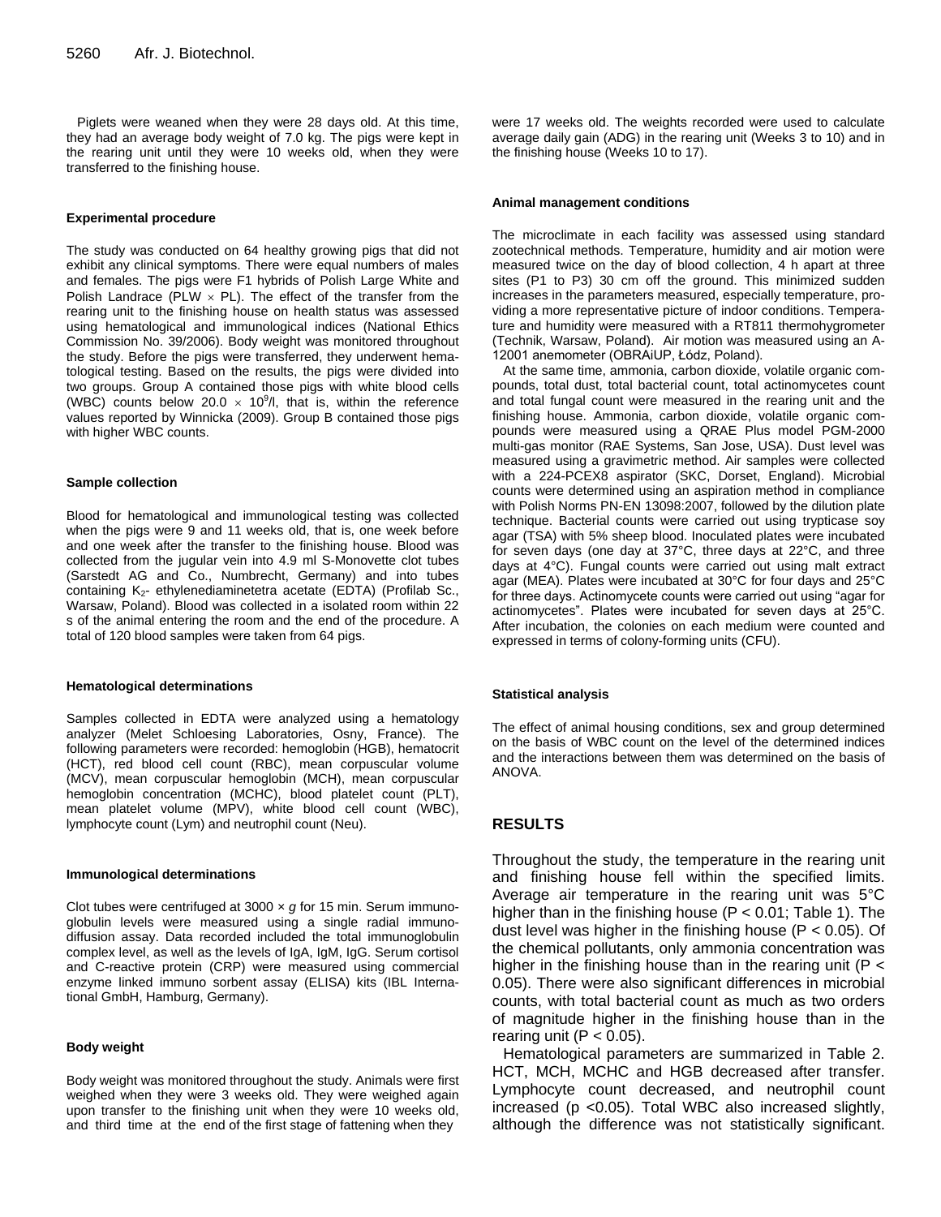Piglets were weaned when they were 28 days old. At this time, they had an average body weight of 7.0 kg. The pigs were kept in the rearing unit until they were 10 weeks old, when they were transferred to the finishing house.

#### Experimental procedure

The study was conducted on 64 healthy growing pigs that did not exhibit any clinical symptoms. There were equal numbers of males and females. The pigs were F1 hybrids of Polish Large White and Polish Landrace (PLW × PL). The effect of the transfer from the rearing unit to the finishing house on health status was assessed using hematological and immunological indices (National Ethics Commission No. 39/2006). Body weight was monitored throughout the study. Before the pigs were transferred, they underwent hematological testing. Based on the results, the pigs were divided into two groups. Group A contained those pigs with white blood cells (WBC) counts below $20.0 \times 10^9$/l, that is, within the reference values reported by Winnicka (2009). Group B contained those pigs with higher WBC counts.

#### Sample collection

Blood for hematological and immunological testing was collected when the pigs were 9 and 11 weeks old, that is, one week before and one week after the transfer to the finishing house. Blood was collected from the jugular vein into 4.9 ml S-Monovette clot tubes (Sarstedt AG and Co., Numbrecht, Germany) and into tubes containing $K_2$- ethylenediaminetetra acetate (EDTA) (Profilab Sc., Warsaw, Poland). Blood was collected in a isolated room within 22 s of the animal entering the room and the end of the procedure. A total of 120 blood samples were taken from 64 pigs.

#### Hematological determinations

Samples collected in EDTA were analyzed using a hematology analyzer (Melet Schloesing Laboratories, Osny, France). The following parameters were recorded: hemoglobin (HGB), hematocrit (HCT), red blood cell count (RBC), mean corpuscular volume (MCV), mean corpuscular hemoglobin (MCH), mean corpuscular hemoglobin concentration (MCHC), blood platelet count (PLT), mean platelet volume (MPV), white blood cell count (WBC), lymphocyte count (Lym) and neutrophil count (Neu).

#### Immunological determinations

Clot tubes were centrifuged at 3000 × *g* for 15 min. Serum immunoglobulin levels were measured using a single radial immunodiffusion assay. Data recorded included the total immunoglobulin complex level, as well as the levels of IgA, IgM, IgG. Serum cortisol and C-reactive protein (CRP) were measured using commercial enzyme linked immuno sorbent assay (ELISA) kits (IBL International GmbH, Hamburg, Germany).

#### Body weight

Body weight was monitored throughout the study. Animals were first weighed when they were 3 weeks old. They were weighed again upon transfer to the finishing unit when they were 10 weeks old, and third time at the end of the first stage of fattening when they were 17 weeks old. The weights recorded were used to calculate average daily gain (ADG) in the rearing unit (Weeks 3 to 10) and in the finishing house (Weeks 10 to 17).

#### Animal management conditions

The microclimate in each facility was assessed using standard zootechnical methods. Temperature, humidity and air motion were measured twice on the day of blood collection, 4 h apart at three sites (P1 to P3) 30 cm off the ground. This minimized sudden increases in the parameters measured, especially temperature, providing a more representative picture of indoor conditions. Temperature and humidity were measured with a RT811 thermohygrometer (Technik, Warsaw, Poland). Air motion was measured using an A-12001 anemometer (OBRAiUP, Łódz, Poland).

At the same time, ammonia, carbon dioxide, volatile organic compounds, total dust, total bacterial count, total actinomycetes count and total fungal count were measured in the rearing unit and the finishing house. Ammonia, carbon dioxide, volatile organic compounds were measured using a QRAE Plus model PGM-2000 multi-gas monitor (RAE Systems, San Jose, USA). Dust level was measured using a gravimetric method. Air samples were collected with a 224-PCEX8 aspirator (SKC, Dorset, England). Microbial counts were determined using an aspiration method in compliance with Polish Norms PN-EN 13098:2007, followed by the dilution plate technique. Bacterial counts were carried out using trypticase soy agar (TSA) with 5% sheep blood. Inoculated plates were incubated for seven days (one day at 37°C, three days at 22°C, and three days at 4°C). Fungal counts were carried out using malt extract agar (MEA). Plates were incubated at 30°C for four days and 25°C for three days. Actinomycete counts were carried out using “agar for actinomycetes”. Plates were incubated for seven days at 25°C. After incubation, the colonies on each medium were counted and expressed in terms of colony-forming units (CFU).

#### Statistical analysis

The effect of animal housing conditions, sex and group determined on the basis of WBC count on the level of the determined indices and the interactions between them was determined on the basis of ANOVA.

## RESULTS

Throughout the study, the temperature in the rearing unit and finishing house fell within the specified limits. Average air temperature in the rearing unit was 5°C higher than in the finishing house ($P < 0.01$; Table 1). The dust level was higher in the finishing house ($P < 0.05$). Of the chemical pollutants, only ammonia concentration was higher in the finishing house than in the rearing unit ($P < 0.05$). There were also significant differences in microbial counts, with total bacterial count as much as two orders of magnitude higher in the finishing house than in the rearing unit ($P < 0.05$).

Hematological parameters are summarized in Table 2. HCT, MCH, MCHC and HGB decreased after transfer. Lymphocyte count decreased, and neutrophil count increased ($p < 0.05$). Total WBC also increased slightly, although the difference was not statistically significant.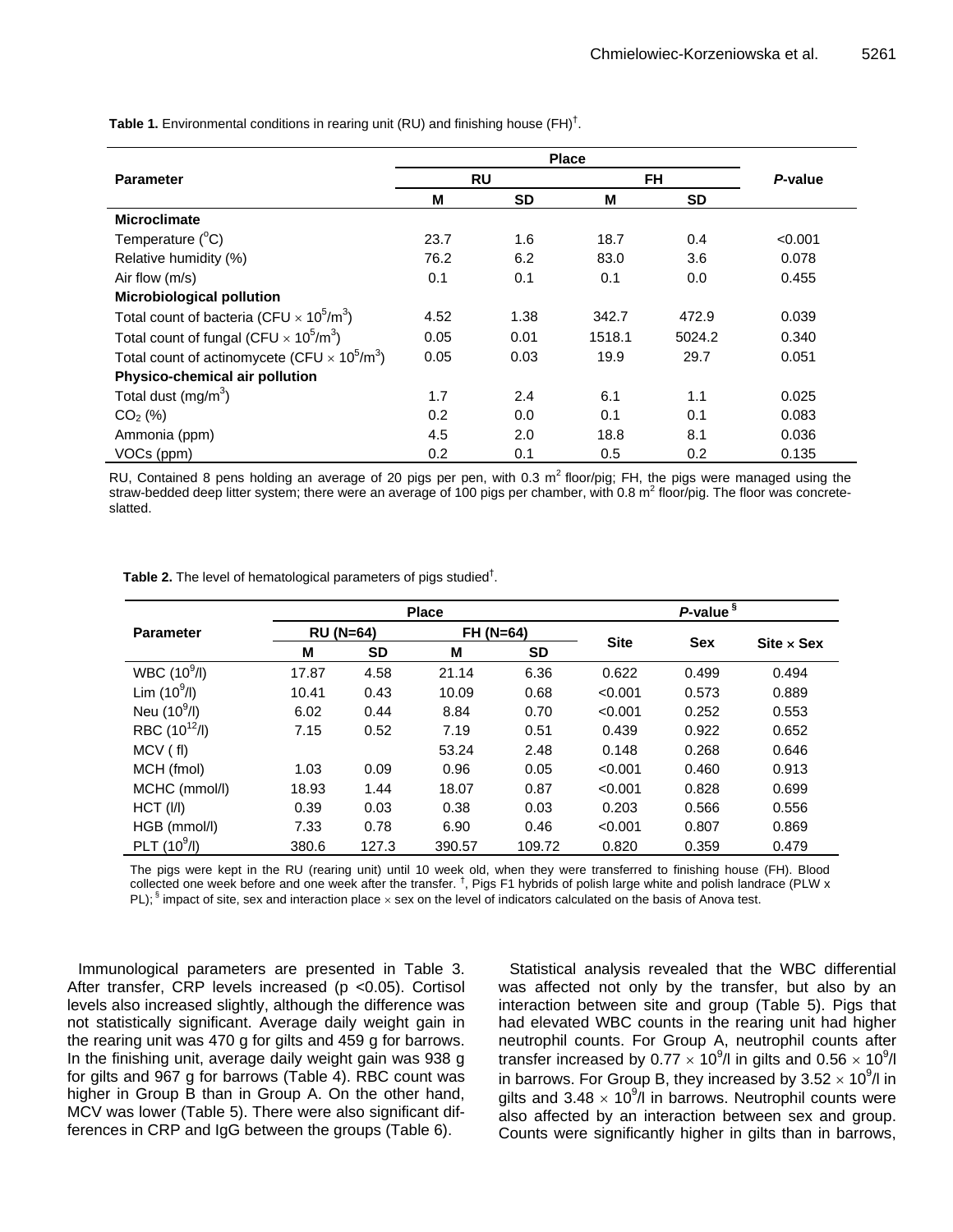**Table 1.** Environmental conditions in rearing unit (RU) and finishing house (FH)†.

| Parameter | Place | | | | *P*-value |
|---|---|---|---|---|---|
| | RU | | FH | | |
| | M | SD | M | SD | |
| **Microclimate** | | | | | |
| Temperature ($^{o}$C) | 23.7 | 1.6 | 18.7 | 0.4 | <0.001 |
| Relative humidity (%) | 76.2 | 6.2 | 83.0 | 3.6 | 0.078 |
| Air flow (m/s) | 0.1 | 0.1 | 0.1 | 0.0 | 0.455 |
| **Microbiological pollution** | | | | | |
| Total count of bacteria (CFU $\times 10^5$/m$^3$) | 4.52 | 1.38 | 342.7 | 472.9 | 0.039 |
| Total count of fungal (CFU $\times 10^5$/m$^3$) | 0.05 | 0.01 | 1518.1 | 5024.2 | 0.340 |
| Total count of actinomycete (CFU $\times 10^5$/m$^3$) | 0.05 | 0.03 | 19.9 | 29.7 | 0.051 |
| **Physico-chemical air pollution** | | | | | |
| Total dust (mg/m$^3$) | 1.7 | 2.4 | 6.1 | 1.1 | 0.025 |
| $CO_2$ (%) | 0.2 | 0.0 | 0.1 | 0.1 | 0.083 |
| Ammonia (ppm) | 4.5 | 2.0 | 18.8 | 8.1 | 0.036 |
| VOCs (ppm) | 0.2 | 0.1 | 0.5 | 0.2 | 0.135 |

RU, Contained 8 pens holding an average of 20 pigs per pen, with 0.3 m$^2$ floor/pig; FH, the pigs were managed using the straw-bedded deep litter system; there were an average of 100 pigs per chamber, with 0.8 m$^2$ floor/pig. The floor was concrete-slatted.

**Table 2.** The level of hematological parameters of pigs studied†.

| Parameter | Place | | | | *P*-value § | | |
|---|---|---|---|---|---|---|---|
| | RU (N=64) | | FH (N=64) | | Site | Sex | Site × Sex |
| | M | SD | M | SD | | | |
| WBC ($10^9$/l) | 17.87 | 4.58 | 21.14 | 6.36 | 0.622 | 0.499 | 0.494 |
| Lim ($10^9$/l) | 10.41 | 0.43 | 10.09 | 0.68 | <0.001 | 0.573 | 0.889 |
| Neu ($10^9$/l) | 6.02 | 0.44 | 8.84 | 0.70 | <0.001 | 0.252 | 0.553 |
| RBC ($10^{12}$/l) | 7.15 | 0.52 | 7.19 | 0.51 | 0.439 | 0.922 | 0.652 |
| MCV ( fl) | | | 53.24 | 2.48 | 0.148 | 0.268 | 0.646 |
| MCH (fmol) | 1.03 | 0.09 | 0.96 | 0.05 | <0.001 | 0.460 | 0.913 |
| MCHC (mmol/l) | 18.93 | 1.44 | 18.07 | 0.87 | <0.001 | 0.828 | 0.699 |
| HCT (l/l) | 0.39 | 0.03 | 0.38 | 0.03 | 0.203 | 0.566 | 0.556 |
| HGB (mmol/l) | 7.33 | 0.78 | 6.90 | 0.46 | <0.001 | 0.807 | 0.869 |
| PLT ($10^9$/l) | 380.6 | 127.3 | 390.57 | 109.72 | 0.820 | 0.359 | 0.479 |

The pigs were kept in the RU (rearing unit) until 10 week old, when they were transferred to finishing house (FH). Blood collected one week before and one week after the transfer. †, Pigs F1 hybrids of polish large white and polish landrace (PLW x PL); § impact of site, sex and interaction place × sex on the level of indicators calculated on the basis of Anova test.

Immunological parameters are presented in Table 3. After transfer, CRP levels increased ($p < 0.05$). Cortisol levels also increased slightly, although the difference was not statistically significant. Average daily weight gain in the rearing unit was 470 g for gilts and 459 g for barrows. In the finishing unit, average daily weight gain was 938 g for gilts and 967 g for barrows (Table 4). RBC count was higher in Group B than in Group A. On the other hand, MCV was lower (Table 5). There were also significant differences in CRP and IgG between the groups (Table 6).

Statistical analysis revealed that the WBC differential was affected not only by the transfer, but also by an interaction between site and group (Table 5). Pigs that had elevated WBC counts in the rearing unit had higher neutrophil counts. For Group A, neutrophil counts after transfer increased by $0.77 \times 10^9$/l in gilts and $0.56 \times 10^9$/l in barrows. For Group B, they increased by $3.52 \times 10^9$/l in gilts and $3.48 \times 10^9$/l in barrows. Neutrophil counts were also affected by an interaction between sex and group. Counts were significantly higher in gilts than in barrows,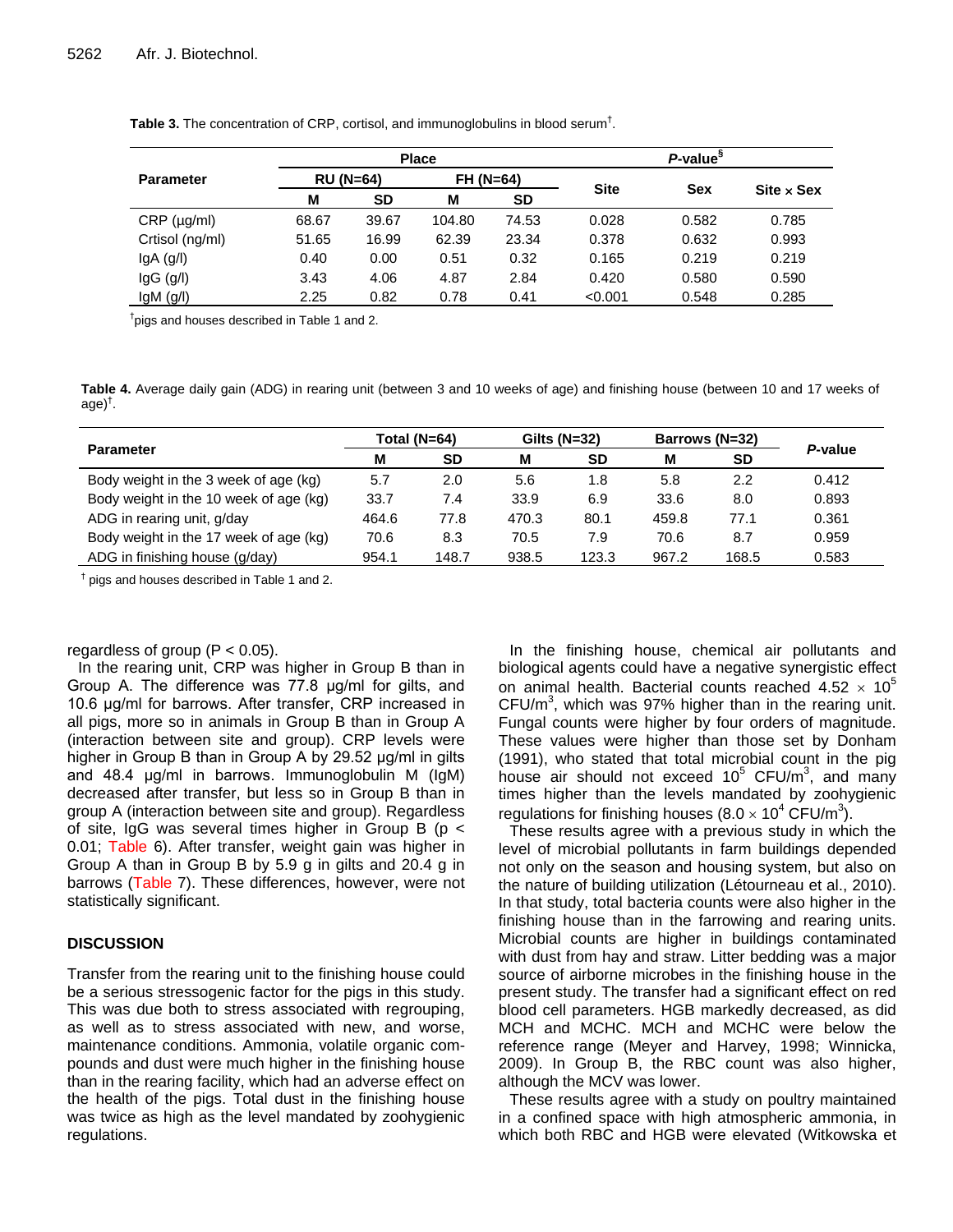**Table 3.** The concentration of CRP, cortisol, and immunoglobulins in blood serum[†].

| Parameter | Place | | | | *P*-value[§] | | |
|---|---|---|---|---|---|---|---|
| | RU (N=64) | | FH (N=64) | | Site | Sex | Site × Sex |
| | M | SD | M | SD | | | |
| CRP (µg/ml) | 68.67 | 39.67 | 104.80 | 74.53 | 0.028 | 0.582 | 0.785 |
| Crtisol (ng/ml) | 51.65 | 16.99 | 62.39 | 23.34 | 0.378 | 0.632 | 0.993 |
| IgA (g/l) | 0.40 | 0.00 | 0.51 | 0.32 | 0.165 | 0.219 | 0.219 |
| IgG (g/l) | 3.43 | 4.06 | 4.87 | 2.84 | 0.420 | 0.580 | 0.590 |
| IgM (g/l) | 2.25 | 0.82 | 0.78 | 0.41 | <0.001 | 0.548 | 0.285 |

[†]pigs and houses described in Table 1 and 2.

**Table 4.** Average daily gain (ADG) in rearing unit (between 3 and 10 weeks of age) and finishing house (between 10 and 17 weeks of age)[†].

| Parameter | Total (N=64) | | Gilts (N=32) | | Barrows (N=32) | | *P*-value |
|---|---|---|---|---|---|---|---|
| | M | SD | M | SD | M | SD | |
| Body weight in the 3 week of age (kg) | 5.7 | 2.0 | 5.6 | 1.8 | 5.8 | 2.2 | 0.412 |
| Body weight in the 10 week of age (kg) | 33.7 | 7.4 | 33.9 | 6.9 | 33.6 | 8.0 | 0.893 |
| ADG in rearing unit, g/day | 464.6 | 77.8 | 470.3 | 80.1 | 459.8 | 77.1 | 0.361 |
| Body weight in the 17 week of age (kg) | 70.6 | 8.3 | 70.5 | 7.9 | 70.6 | 8.7 | 0.959 |
| ADG in finishing house (g/day) | 954.1 | 148.7 | 938.5 | 123.3 | 967.2 | 168.5 | 0.583 |

[†] pigs and houses described in Table 1 and 2.

regardless of group ($P < 0.05$).

In the rearing unit, CRP was higher in Group B than in Group A. The difference was 77.8 µg/ml for gilts, and 10.6 µg/ml for barrows. After transfer, CRP increased in all pigs, more so in animals in Group B than in Group A (interaction between site and group). CRP levels were higher in Group B than in Group A by 29.52 µg/ml in gilts and 48.4 µg/ml in barrows. Immunoglobulin M (IgM) decreased after transfer, but less so in Group B than in group A (interaction between site and group). Regardless of site, IgG was several times higher in Group B ($p < 0.01$; Table 6). After transfer, weight gain was higher in Group A than in Group B by 5.9 g in gilts and 20.4 g in barrows (Table 7). These differences, however, were not statistically significant.

## DISCUSSION

Transfer from the rearing unit to the finishing house could be a serious stressogenic factor for the pigs in this study. This was due both to stress associated with regrouping, as well as to stress associated with new, and worse, maintenance conditions. Ammonia, volatile organic compounds and dust were much higher in the finishing house than in the rearing facility, which had an adverse effect on the health of the pigs. Total dust in the finishing house was twice as high as the level mandated by zoohygienic regulations.

In the finishing house, chemical air pollutants and biological agents could have a negative synergistic effect on animal health. Bacterial counts reached $4.52 \times 10^5$ CFU/m$^3$, which was 97% higher than in the rearing unit. Fungal counts were higher by four orders of magnitude. These values were higher than those set by Donham (1991), who stated that total microbial count in the pig house air should not exceed $10^5$ CFU/m$^3$, and many times higher than the levels mandated by zoohygienic regulations for finishing houses ($8.0 \times 10^4$ CFU/m$^3$).

These results agree with a previous study in which the level of microbial pollutants in farm buildings depended not only on the season and housing system, but also on the nature of building utilization (Létourneau et al., 2010). In that study, total bacteria counts were also higher in the finishing house than in the farrowing and rearing units. Microbial counts are higher in buildings contaminated with dust from hay and straw. Litter bedding was a major source of airborne microbes in the finishing house in the present study. The transfer had a significant effect on red blood cell parameters. HGB markedly decreased, as did MCH and MCHC. MCH and MCHC were below the reference range (Meyer and Harvey, 1998; Winnicka, 2009). In Group B, the RBC count was also higher, although the MCV was lower.

These results agree with a study on poultry maintained in a confined space with high atmospheric ammonia, in which both RBC and HGB were elevated (Witkowska et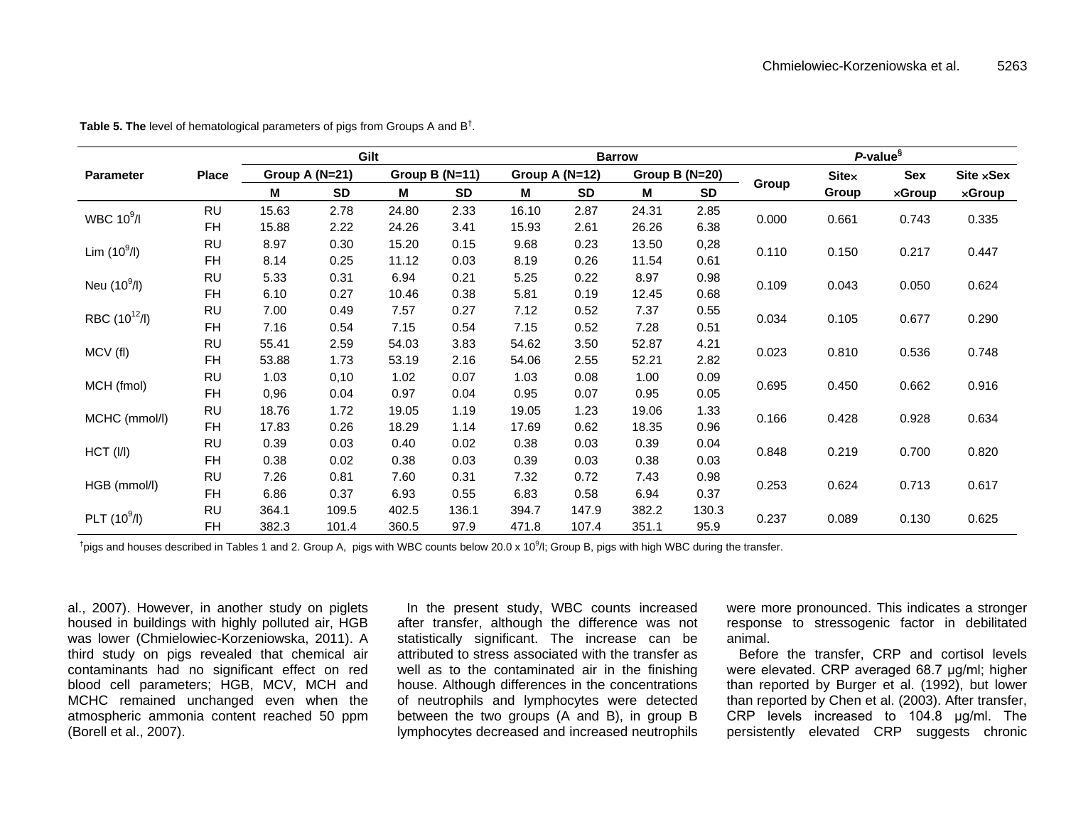**Table 5. The** level of hematological parameters of pigs from Groups A and B[†].

| Parameter | Place | Gilt | | | | Barrow | | | | *P*-value[§] | | | |
|---|---|---|---|---|---|---|---|---|---|---|---|---|---|
| | | Group A (N=21) | | Group B (N=11) | | Group A (N=12) | | Group B (N=20) | | Group | Site×Group | Sex ×Group | Site ×Sex ×Group |
| | | M | SD | M | SD | M | SD | M | SD | | | | |
| WBC $10^9$/l | RU | 15.63 | 2.78 | 24.80 | 2.33 | 16.10 | 2.87 | 24.31 | 2.85 | 0.000 | 0.661 | 0.743 | 0.335 |
| | FH | 15.88 | 2.22 | 24.26 | 3.41 | 15.93 | 2.61 | 26.26 | 6.38 | | | | |
| Lim ($10^9$/l) | RU | 8.97 | 0.30 | 15.20 | 0.15 | 9.68 | 0.23 | 13.50 | 0,28 | 0.110 | 0.150 | 0.217 | 0.447 |
| | FH | 8.14 | 0.25 | 11.12 | 0.03 | 8.19 | 0.26 | 11.54 | 0.61 | | | | |
| Neu ($10^9$/l) | RU | 5.33 | 0.31 | 6.94 | 0.21 | 5.25 | 0.22 | 8.97 | 0.98 | 0.109 | 0.043 | 0.050 | 0.624 |
| | FH | 6.10 | 0.27 | 10.46 | 0.38 | 5.81 | 0.19 | 12.45 | 0.68 | | | | |
| RBC ($10^{12}$/l) | RU | 7.00 | 0.49 | 7.57 | 0.27 | 7.12 | 0.52 | 7.37 | 0.55 | 0.034 | 0.105 | 0.677 | 0.290 |
| | FH | 7.16 | 0.54 | 7.15 | 0.54 | 7.15 | 0.52 | 7.28 | 0.51 | | | | |
| MCV (fl) | RU | 55.41 | 2.59 | 54.03 | 3.83 | 54.62 | 3.50 | 52.87 | 4.21 | 0.023 | 0.810 | 0.536 | 0.748 |
| | FH | 53.88 | 1.73 | 53.19 | 2.16 | 54.06 | 2.55 | 52.21 | 2.82 | | | | |
| MCH (fmol) | RU | 1.03 | 0,10 | 1.02 | 0.07 | 1.03 | 0.08 | 1.00 | 0.09 | 0.695 | 0.450 | 0.662 | 0.916 |
| | FH | 0,96 | 0.04 | 0.97 | 0.04 | 0.95 | 0.07 | 0.95 | 0.05 | | | | |
| MCHC (mmol/l) | RU | 18.76 | 1.72 | 19.05 | 1.19 | 19.05 | 1.23 | 19.06 | 1.33 | 0.166 | 0.428 | 0.928 | 0.634 |
| | FH | 17.83 | 0.26 | 18.29 | 1.14 | 17.69 | 0.62 | 18.35 | 0.96 | | | | |
| HCT (l/l) | RU | 0.39 | 0.03 | 0.40 | 0.02 | 0.38 | 0.03 | 0.39 | 0.04 | 0.848 | 0.219 | 0.700 | 0.820 |
| | FH | 0.38 | 0.02 | 0.38 | 0.03 | 0.39 | 0.03 | 0.38 | 0.03 | | | | |
| HGB (mmol/l) | RU | 7.26 | 0.81 | 7.60 | 0.31 | 7.32 | 0.72 | 7.43 | 0.98 | 0.253 | 0.624 | 0.713 | 0.617 |
| | FH | 6.86 | 0.37 | 6.93 | 0.55 | 6.83 | 0.58 | 6.94 | 0.37 | | | | |
| PLT ($10^9$/l) | RU | 364.1 | 109.5 | 402.5 | 136.1 | 394.7 | 147.9 | 382.2 | 130.3 | 0.237 | 0.089 | 0.130 | 0.625 |
| | FH | 382.3 | 101.4 | 360.5 | 97.9 | 471.8 | 107.4 | 351.1 | 95.9 | | | | |

[†]pigs and houses described in Tables 1 and 2. Group A, pigs with WBC counts below 20.0 x $10^9$/l; Group B, pigs with high WBC during the transfer.

al., 2007). However, in another study on piglets housed in buildings with highly polluted air, HGB was lower (Chmielowiec-Korzeniowska, 2011). A third study on pigs revealed that chemical air contaminants had no significant effect on red blood cell parameters; HGB, MCV, MCH and MCHC remained unchanged even when the atmospheric ammonia content reached 50 ppm (Borell et al., 2007).

In the present study, WBC counts increased after transfer, although the difference was not statistically significant. The increase can be attributed to stress associated with the transfer as well as to the contaminated air in the finishing house. Although differences in the concentrations of neutrophils and lymphocytes were detected between the two groups (A and B), in group B lymphocytes decreased and increased neutrophils were more pronounced. This indicates a stronger response to stressogenic factor in debilitated animal.

Before the transfer, CRP and cortisol levels were elevated. CRP averaged 68.7 µg/ml; higher than reported by Burger et al. (1992), but lower than reported by Chen et al. (2003). After transfer, CRP levels increased to 104.8 µg/ml. The persistently elevated CRP suggests chronic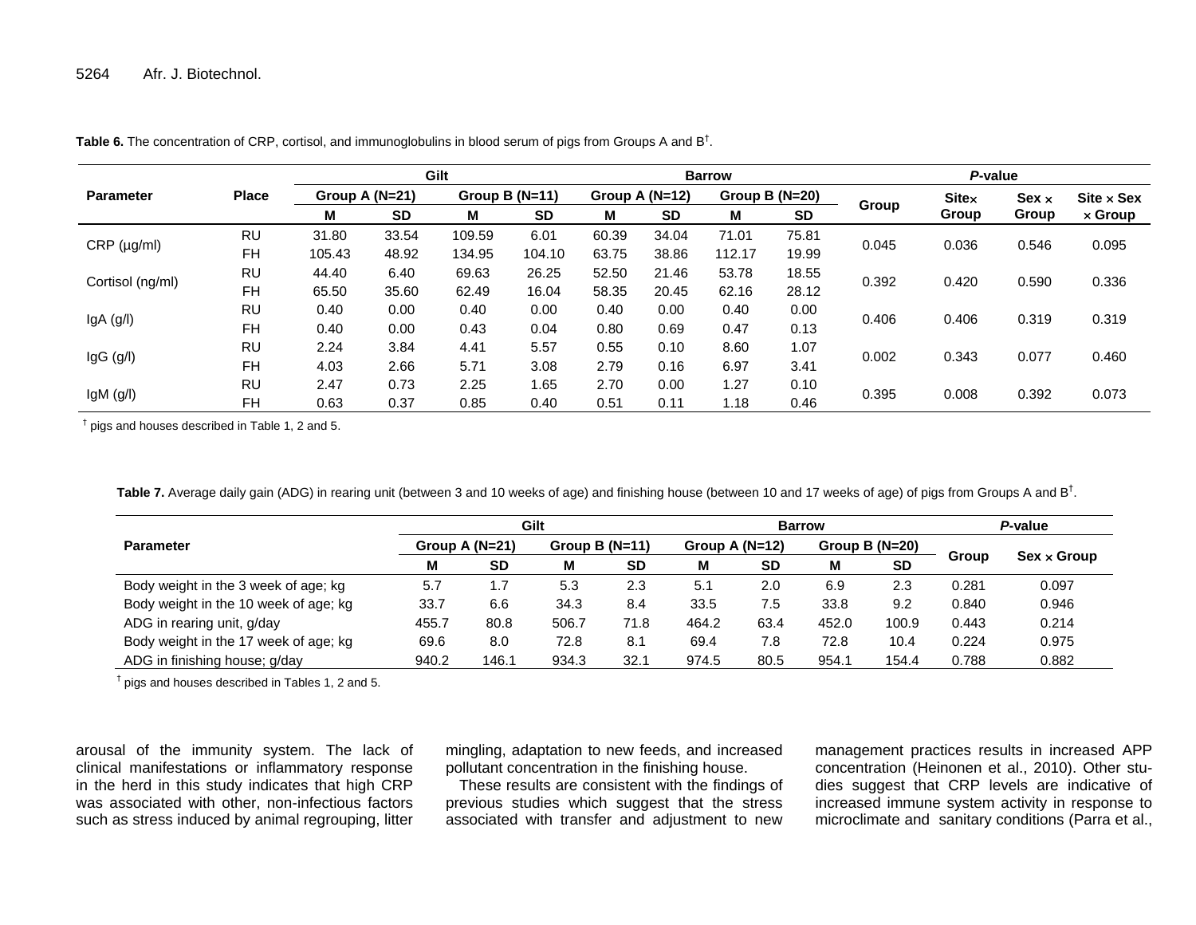**Table 6.** The concentration of CRP, cortisol, and immunoglobulins in blood serum of pigs from Groups A and B†.

| Parameter | Place | Gilt | | | | Barrow | | | | P-value | | | |
|---|---|---|---|---|---|---|---|---|---|---|---|---|---|
| | | Group A (N=21) | | Group B (N=11) | | Group A (N=12) | | Group B (N=20) | | Group | Site× Group | Sex × Group | Site × Sex × Group |
| | | M | SD | M | SD | M | SD | M | SD | | | | |
| CRP (µg/ml) | RU | 31.80 | 33.54 | 109.59 | 6.01 | 60.39 | 34.04 | 71.01 | 75.81 | 0.045 | 0.036 | 0.546 | 0.095 |
| | FH | 105.43 | 48.92 | 134.95 | 104.10 | 63.75 | 38.86 | 112.17 | 19.99 | | | | |
| Cortisol (ng/ml) | RU | 44.40 | 6.40 | 69.63 | 26.25 | 52.50 | 21.46 | 53.78 | 18.55 | 0.392 | 0.420 | 0.590 | 0.336 |
| | FH | 65.50 | 35.60 | 62.49 | 16.04 | 58.35 | 20.45 | 62.16 | 28.12 | | | | |
| IgA (g/l) | RU | 0.40 | 0.00 | 0.40 | 0.00 | 0.40 | 0.00 | 0.40 | 0.00 | 0.406 | 0.406 | 0.319 | 0.319 |
| | FH | 0.40 | 0.00 | 0.43 | 0.04 | 0.80 | 0.69 | 0.47 | 0.13 | | | | |
| IgG (g/l) | RU | 2.24 | 3.84 | 4.41 | 5.57 | 0.55 | 0.10 | 8.60 | 1.07 | 0.002 | 0.343 | 0.077 | 0.460 |
| | FH | 4.03 | 2.66 | 5.71 | 3.08 | 2.79 | 0.16 | 6.97 | 3.41 | | | | |
| IgM (g/l) | RU | 2.47 | 0.73 | 2.25 | 1.65 | 2.70 | 0.00 | 1.27 | 0.10 | 0.395 | 0.008 | 0.392 | 0.073 |
| | FH | 0.63 | 0.37 | 0.85 | 0.40 | 0.51 | 0.11 | 1.18 | 0.46 | | | | |

† pigs and houses described in Table 1, 2 and 5.

**Table 7.** Average daily gain (ADG) in rearing unit (between 3 and 10 weeks of age) and finishing house (between 10 and 17 weeks of age) of pigs from Groups A and B†.

| Parameter | Gilt | | | | Barrow | | | | P-value | |
|---|---|---|---|---|---|---|---|---|---|---|
| | Group A (N=21) | | Group B (N=11) | | Group A (N=12) | | Group B (N=20) | | Group | Sex × Group |
| | M | SD | M | SD | M | SD | M | SD | | |
| Body weight in the 3 week of age; kg | 5.7 | 1.7 | 5.3 | 2.3 | 5.1 | 2.0 | 6.9 | 2.3 | 0.281 | 0.097 |
| Body weight in the 10 week of age; kg | 33.7 | 6.6 | 34.3 | 8.4 | 33.5 | 7.5 | 33.8 | 9.2 | 0.840 | 0.946 |
| ADG in rearing unit, g/day | 455.7 | 80.8 | 506.7 | 71.8 | 464.2 | 63.4 | 452.0 | 100.9 | 0.443 | 0.214 |
| Body weight in the 17 week of age; kg | 69.6 | 8.0 | 72.8 | 8.1 | 69.4 | 7.8 | 72.8 | 10.4 | 0.224 | 0.975 |
| ADG in finishing house; g/day | 940.2 | 146.1 | 934.3 | 32.1 | 974.5 | 80.5 | 954.1 | 154.4 | 0.788 | 0.882 |

† pigs and houses described in Tables 1, 2 and 5.

arousal of the immunity system. The lack of clinical manifestations or inflammatory response in the herd in this study indicates that high CRP was associated with other, non-infectious factors such as stress induced by animal regrouping, litter mingling, adaptation to new feeds, and increased pollutant concentration in the finishing house.

These results are consistent with the findings of previous studies which suggest that the stress associated with transfer and adjustment to new management practices results in increased APP concentration (Heinonen et al., 2010). Other studies suggest that CRP levels are indicative of increased immune system activity in response to microclimate and sanitary conditions (Parra et al.,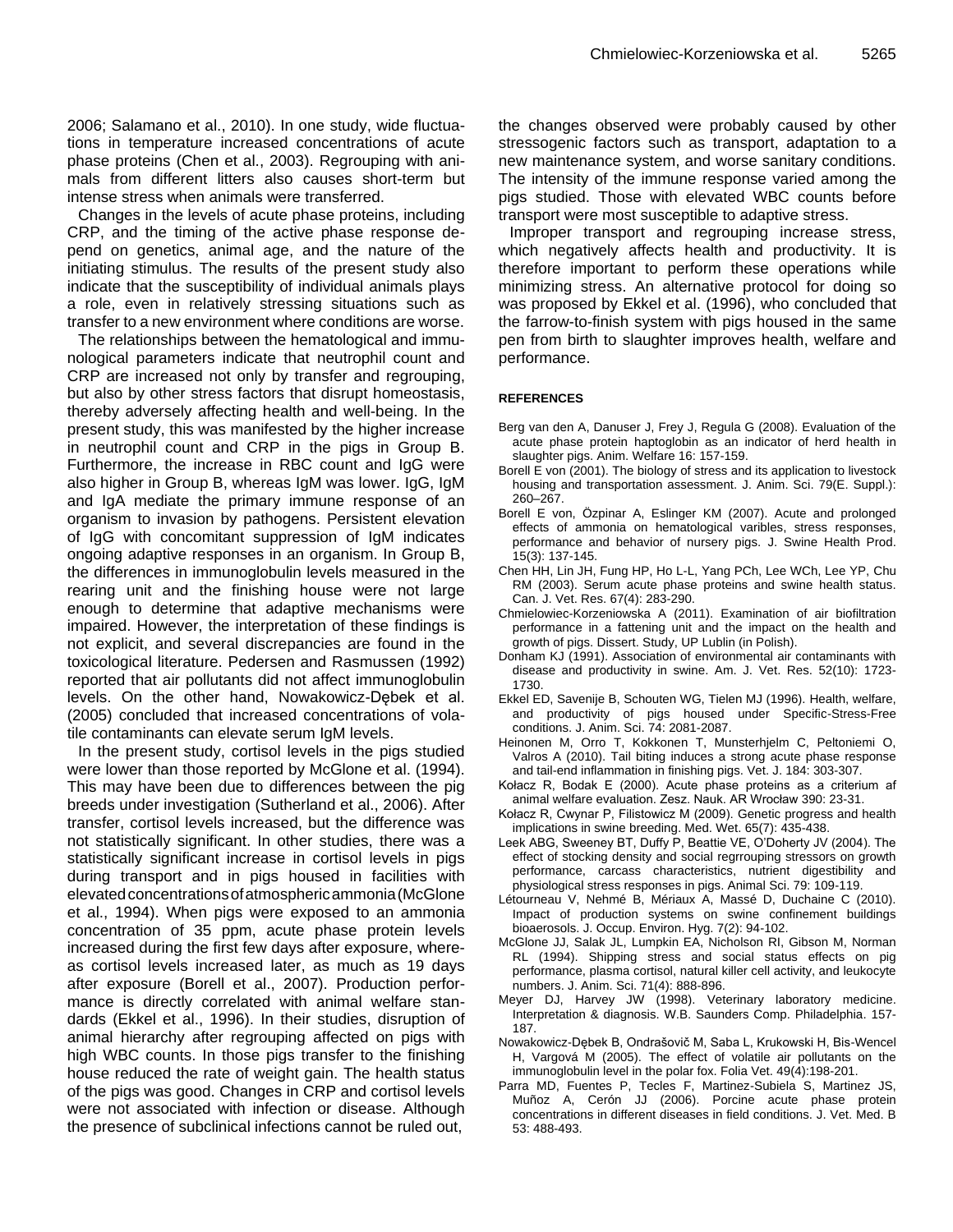2006; Salamano et al., 2010). In one study, wide fluctuations in temperature increased concentrations of acute phase proteins (Chen et al., 2003). Regrouping with animals from different litters also causes short-term but intense stress when animals were transferred.

Changes in the levels of acute phase proteins, including CRP, and the timing of the active phase response depend on genetics, animal age, and the nature of the initiating stimulus. The results of the present study also indicate that the susceptibility of individual animals plays a role, even in relatively stressing situations such as transfer to a new environment where conditions are worse.

The relationships between the hematological and immunological parameters indicate that neutrophil count and CRP are increased not only by transfer and regrouping, but also by other stress factors that disrupt homeostasis, thereby adversely affecting health and well-being. In the present study, this was manifested by the higher increase in neutrophil count and CRP in the pigs in Group B. Furthermore, the increase in RBC count and IgG were also higher in Group B, whereas IgM was lower. IgG, IgM and IgA mediate the primary immune response of an organism to invasion by pathogens. Persistent elevation of IgG with concomitant suppression of IgM indicates ongoing adaptive responses in an organism. In Group B, the differences in immunoglobulin levels measured in the rearing unit and the finishing house were not large enough to determine that adaptive mechanisms were impaired. However, the interpretation of these findings is not explicit, and several discrepancies are found in the toxicological literature. Pedersen and Rasmussen (1992) reported that air pollutants did not affect immunoglobulin levels. On the other hand, Nowakowicz-Dębek et al. (2005) concluded that increased concentrations of volatile contaminants can elevate serum IgM levels.

In the present study, cortisol levels in the pigs studied were lower than those reported by McGlone et al. (1994). This may have been due to differences between the pig breeds under investigation (Sutherland et al., 2006). After transfer, cortisol levels increased, but the difference was not statistically significant. In other studies, there was a statistically significant increase in cortisol levels in pigs during transport and in pigs housed in facilities with elevated concentrations of atmospheric ammonia (McGlone et al., 1994). When pigs were exposed to an ammonia concentration of 35 ppm, acute phase protein levels increased during the first few days after exposure, whereas cortisol levels increased later, as much as 19 days after exposure (Borell et al., 2007). Production performance is directly correlated with animal welfare standards (Ekkel et al., 1996). In their studies, disruption of animal hierarchy after regrouping affected on pigs with high WBC counts. In those pigs transfer to the finishing house reduced the rate of weight gain. The health status of the pigs was good. Changes in CRP and cortisol levels were not associated with infection or disease. Although the presence of subclinical infections cannot be ruled out, the changes observed were probably caused by other stressogenic factors such as transport, adaptation to a new maintenance system, and worse sanitary conditions. The intensity of the immune response varied among the pigs studied. Those with elevated WBC counts before transport were most susceptible to adaptive stress.

Improper transport and regrouping increase stress, which negatively affects health and productivity. It is therefore important to perform these operations while minimizing stress. An alternative protocol for doing so was proposed by Ekkel et al. (1996), who concluded that the farrow-to-finish system with pigs housed in the same pen from birth to slaughter improves health, welfare and performance.

## REFERENCES

Berg van den A, Danuser J, Frey J, Regula G (2008). Evaluation of the acute phase protein haptoglobin as an indicator of herd health in slaughter pigs. Anim. Welfare 16: 157-159.

Borell E von (2001). The biology of stress and its application to livestock housing and transportation assessment. J. Anim. Sci. 79(E. Suppl.): 260–267.

Borell E von, Özpinar A, Eslinger KM (2007). Acute and prolonged effects of ammonia on hematological varibles, stress responses, performance and behavior of nursery pigs. J. Swine Health Prod. 15(3): 137-145.

Chen HH, Lin JH, Fung HP, Ho L-L, Yang PCh, Lee WCh, Lee YP, Chu RM (2003). Serum acute phase proteins and swine health status. Can. J. Vet. Res. 67(4): 283-290.

Chmielowiec-Korzeniowska A (2011). Examination of air biofiltration performance in a fattening unit and the impact on the health and growth of pigs. Dissert. Study, UP Lublin (in Polish).

Donham KJ (1991). Association of environmental air contaminants with disease and productivity in swine. Am. J. Vet. Res. 52(10): 1723-1730.

Ekkel ED, Savenije B, Schouten WG, Tielen MJ (1996). Health, welfare, and productivity of pigs housed under Specific-Stress-Free conditions. J. Anim. Sci. 74: 2081-2087.

Heinonen M, Orro T, Kokkonen T, Munsterhjelm C, Peltoniemi O, Valros A (2010). Tail biting induces a strong acute phase response and tail-end inflammation in finishing pigs. Vet. J. 184: 303-307.

Kołacz R, Bodak E (2000). Acute phase proteins as a criterium af animal welfare evaluation. Zesz. Nauk. AR Wrocław 390: 23-31.

Kołacz R, Cwynar P, Filistowicz M (2009). Genetic progress and health implications in swine breeding. Med. Wet. 65(7): 435-438.

Leek ABG, Sweeney BT, Duffy P, Beattie VE, O'Doherty JV (2004). The effect of stocking density and social regrrouping stressors on growth performance, carcass characteristics, nutrient digestibility and physiological stress responses in pigs. Animal Sci. 79: 109-119.

Létourneau V, Nehmé B, Mériaux A, Massé D, Duchaine C (2010). Impact of production systems on swine confinement buildings bioaerosols. J. Occup. Environ. Hyg. 7(2): 94-102.

McGlone JJ, Salak JL, Lumpkin EA, Nicholson RI, Gibson M, Norman RL (1994). Shipping stress and social status effects on pig performance, plasma cortisol, natural killer cell activity, and leukocyte numbers. J. Anim. Sci. 71(4): 888-896.

Meyer DJ, Harvey JW (1998). Veterinary laboratory medicine. Interpretation & diagnosis. W.B. Saunders Comp. Philadelphia. 157-187.

Nowakowicz-Dębek B, Ondrašovič M, Saba L, Krukowski H, Bis-Wencel H, Vargová M (2005). The effect of volatile air pollutants on the immunoglobulin level in the polar fox. Folia Vet. 49(4):198-201.

Parra MD, Fuentes P, Tecles F, Martinez-Subiela S, Martinez JS, Muñoz A, Cerón JJ (2006). Porcine acute phase protein concentrations in different diseases in field conditions. J. Vet. Med. B 53: 488-493.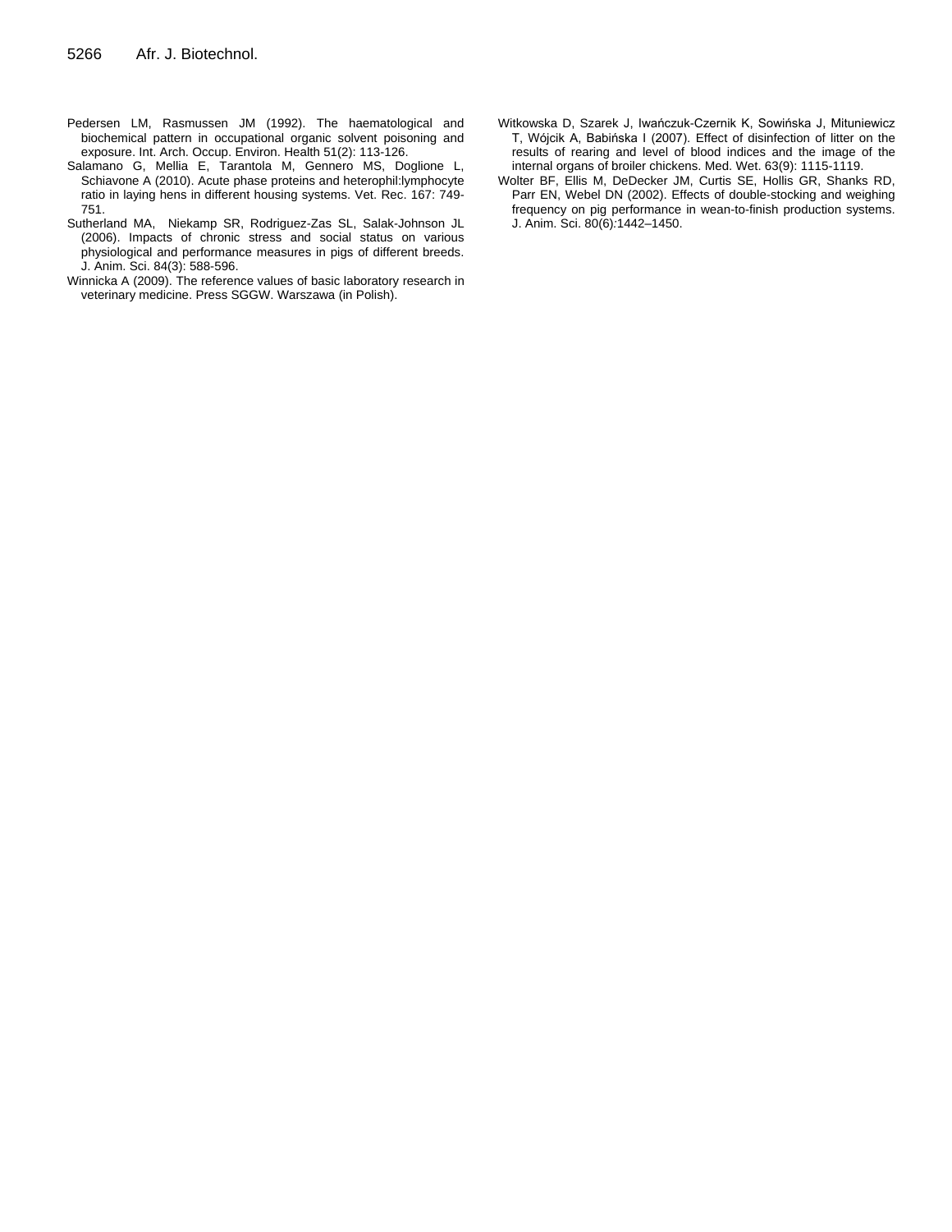Pedersen LM, Rasmussen JM (1992). The haematological and biochemical pattern in occupational organic solvent poisoning and exposure. Int. Arch. Occup. Environ. Health 51(2): 113-126.

Salamano G, Mellia E, Tarantola M, Gennero MS, Doglione L, Schiavone A (2010). Acute phase proteins and heterophil:lymphocyte ratio in laying hens in different housing systems. Vet. Rec. 167: 749-751.

Sutherland MA, Niekamp SR, Rodriguez-Zas SL, Salak-Johnson JL (2006). Impacts of chronic stress and social status on various physiological and performance measures in pigs of different breeds. J. Anim. Sci. 84(3): 588-596.

Winnicka A (2009). The reference values of basic laboratory research in veterinary medicine. Press SGGW. Warszawa (in Polish).

Witkowska D, Szarek J, Iwańczuk-Czernik K, Sowińska J, Mituniewicz T, Wójcik A, Babińska I (2007). Effect of disinfection of litter on the results of rearing and level of blood indices and the image of the internal organs of broiler chickens. Med. Wet. 63(9): 1115-1119.

Wolter BF, Ellis M, DeDecker JM, Curtis SE, Hollis GR, Shanks RD, Parr EN, Webel DN (2002). Effects of double-stocking and weighing frequency on pig performance in wean-to-finish production systems. J. Anim. Sci. 80(6):1442–1450.